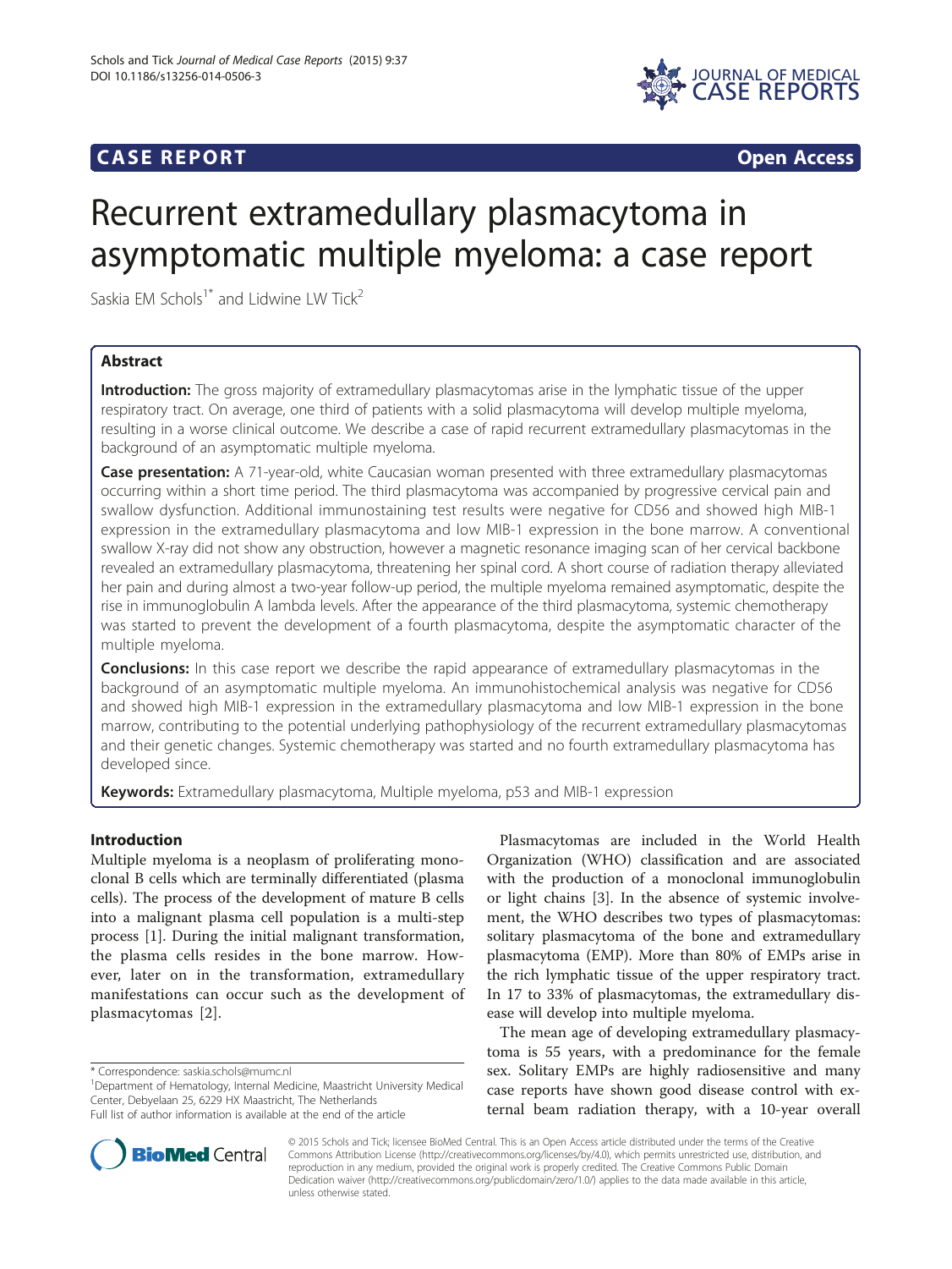## CASE REPORT Open Access

# Recurrent extramedullary plasmacytoma in asymptomatic multiple myeloma: a case report

Saskia EM Schols[1*] and Lidwine LW Tick[2]

## Abstract

**Introduction:** The gross majority of extramedullary plasmacytomas arise in the lymphatic tissue of the upper respiratory tract. On average, one third of patients with a solid plasmacytoma will develop multiple myeloma, resulting in a worse clinical outcome. We describe a case of rapid recurrent extramedullary plasmacytomas in the background of an asymptomatic multiple myeloma.

**Case presentation:** A 71-year-old, white Caucasian woman presented with three extramedullary plasmacytomas occurring within a short time period. The third plasmacytoma was accompanied by progressive cervical pain and swallow dysfunction. Additional immunostaining test results were negative for CD56 and showed high MIB-1 expression in the extramedullary plasmacytoma and low MIB-1 expression in the bone marrow. A conventional swallow X-ray did not show any obstruction, however a magnetic resonance imaging scan of her cervical backbone revealed an extramedullary plasmacytoma, threatening her spinal cord. A short course of radiation therapy alleviated her pain and during almost a two-year follow-up period, the multiple myeloma remained asymptomatic, despite the rise in immunoglobulin A lambda levels. After the appearance of the third plasmacytoma, systemic chemotherapy was started to prevent the development of a fourth plasmacytoma, despite the asymptomatic character of the multiple myeloma.

**Conclusions:** In this case report we describe the rapid appearance of extramedullary plasmacytomas in the background of an asymptomatic multiple myeloma. An immunohistochemical analysis was negative for CD56 and showed high MIB-1 expression in the extramedullary plasmacytoma and low MIB-1 expression in the bone marrow, contributing to the potential underlying pathophysiology of the recurrent extramedullary plasmacytomas and their genetic changes. Systemic chemotherapy was started and no fourth extramedullary plasmacytoma has developed since.

**Keywords:** Extramedullary plasmacytoma, Multiple myeloma, p53 and MIB-1 expression

## Introduction

Multiple myeloma is a neoplasm of proliferating monoclonal B cells which are terminally differentiated (plasma cells). The process of the development of mature B cells into a malignant plasma cell population is a multi-step process [1]. During the initial malignant transformation, the plasma cells resides in the bone marrow. However, later on in the transformation, extramedullary manifestations can occur such as the development of plasmacytomas [2].

Plasmacytomas are included in the World Health Organization (WHO) classification and are associated with the production of a monoclonal immunoglobulin or light chains [3]. In the absence of systemic involvement, the WHO describes two types of plasmacytomas: solitary plasmacytoma of the bone and extramedullary plasmacytoma (EMP). More than 80% of EMPs arise in the rich lymphatic tissue of the upper respiratory tract. In 17 to 33% of plasmacytomas, the extramedullary disease will develop into multiple myeloma.

The mean age of developing extramedullary plasmacytoma is 55 years, with a predominance for the female sex. Solitary EMPs are highly radiosensitive and many case reports have shown good disease control with external beam radiation therapy, with a 10-year overall

\* Correspondence: saskia.schols@mumc.nl

[1]Department of Hematology, Internal Medicine, Maastricht University Medical Center, Debyelaan 25, 6229 HX Maastricht, The Netherlands

Full list of author information is available at the end of the article

© 2015 Schols and Tick; licensee BioMed Central. This is an Open Access article distributed under the terms of the Creative Commons Attribution License (http://creativecommons.org/licenses/by/4.0), which permits unrestricted use, distribution, and reproduction in any medium, provided the original work is properly credited. The Creative Commons Public Domain Dedication waiver (http://creativecommons.org/publicdomain/zero/1.0/) applies to the data made available in this article, unless otherwise stated.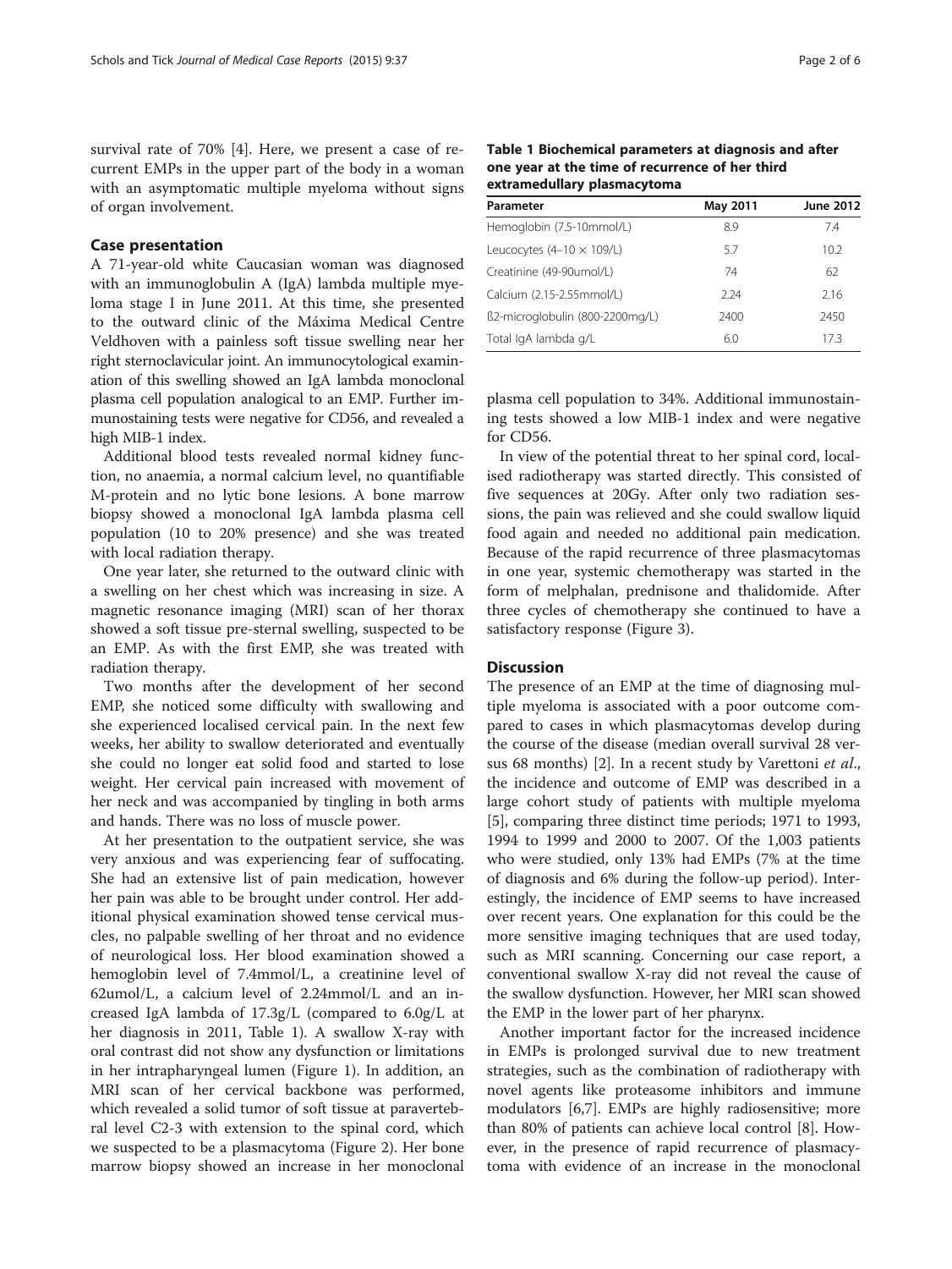survival rate of 70% [4]. Here, we present a case of recurrent EMPs in the upper part of the body in a woman with an asymptomatic multiple myeloma without signs of organ involvement.

## Case presentation

A 71-year-old white Caucasian woman was diagnosed with an immunoglobulin A (IgA) lambda multiple myeloma stage I in June 2011. At this time, she presented to the outward clinic of the Máxima Medical Centre Veldhoven with a painless soft tissue swelling near her right sternoclavicular joint. An immunocytological examination of this swelling showed an IgA lambda monoclonal plasma cell population analogical to an EMP. Further immunostaining tests were negative for CD56, and revealed a high MIB-1 index.

Additional blood tests revealed normal kidney function, no anaemia, a normal calcium level, no quantifiable M-protein and no lytic bone lesions. A bone marrow biopsy showed a monoclonal IgA lambda plasma cell population (10 to 20% presence) and she was treated with local radiation therapy.

One year later, she returned to the outward clinic with a swelling on her chest which was increasing in size. A magnetic resonance imaging (MRI) scan of her thorax showed a soft tissue pre-sternal swelling, suspected to be an EMP. As with the first EMP, she was treated with radiation therapy.

Two months after the development of her second EMP, she noticed some difficulty with swallowing and she experienced localised cervical pain. In the next few weeks, her ability to swallow deteriorated and eventually she could no longer eat solid food and started to lose weight. Her cervical pain increased with movement of her neck and was accompanied by tingling in both arms and hands. There was no loss of muscle power.

At her presentation to the outpatient service, she was very anxious and was experiencing fear of suffocating. She had an extensive list of pain medication, however her pain was able to be brought under control. Her additional physical examination showed tense cervical muscles, no palpable swelling of her throat and no evidence of neurological loss. Her blood examination showed a hemoglobin level of 7.4mmol/L, a creatinine level of 62umol/L, a calcium level of 2.24mmol/L and an increased IgA lambda of 17.3g/L (compared to 6.0g/L at her diagnosis in 2011, Table 1). A swallow X-ray with oral contrast did not show any dysfunction or limitations in her intrapharyngeal lumen (Figure 1). In addition, an MRI scan of her cervical backbone was performed, which revealed a solid tumor of soft tissue at paravertebral level C2-3 with extension to the spinal cord, which we suspected to be a plasmacytoma (Figure 2). Her bone marrow biopsy showed an increase in her monoclonal plasma cell population to 34%. Additional immunostaining tests showed a low MIB-1 index and were negative for CD56.

**Table 1 Biochemical parameters at diagnosis and after one year at the time of recurrence of her third extramedullary plasmacytoma**

| Parameter | May 2011 | June 2012 |
|---|---|---|
| Hemoglobin (7.5-10mmol/L) | 8.9 | 7.4 |
| Leucocytes ($4–10 \times 109$/L) | 5.7 | 10.2 |
| Creatinine (49-90umol/L) | 74 | 62 |
| Calcium (2.15-2.55mmol/L) | 2.24 | 2.16 |
| ß2-microglobulin (800-2200mg/L) | 2400 | 2450 |
| Total IgA lambda g/L | 6.0 | 17.3 |

In view of the potential threat to her spinal cord, localised radiotherapy was started directly. This consisted of five sequences at 20Gy. After only two radiation sessions, the pain was relieved and she could swallow liquid food again and needed no additional pain medication. Because of the rapid recurrence of three plasmacytomas in one year, systemic chemotherapy was started in the form of melphalan, prednisone and thalidomide. After three cycles of chemotherapy she continued to have a satisfactory response (Figure 3).

## Discussion

The presence of an EMP at the time of diagnosing multiple myeloma is associated with a poor outcome compared to cases in which plasmacytomas develop during the course of the disease (median overall survival 28 versus 68 months) [2]. In a recent study by Varettoni *et al.*, the incidence and outcome of EMP was described in a large cohort study of patients with multiple myeloma [5], comparing three distinct time periods; 1971 to 1993, 1994 to 1999 and 2000 to 2007. Of the 1,003 patients who were studied, only 13% had EMPs (7% at the time of diagnosis and 6% during the follow-up period). Interestingly, the incidence of EMP seems to have increased over recent years. One explanation for this could be the more sensitive imaging techniques that are used today, such as MRI scanning. Concerning our case report, a conventional swallow X-ray did not reveal the cause of the swallow dysfunction. However, her MRI scan showed the EMP in the lower part of her pharynx.

Another important factor for the increased incidence in EMPs is prolonged survival due to new treatment strategies, such as the combination of radiotherapy with novel agents like proteasome inhibitors and immune modulators [6,7]. EMPs are highly radiosensitive; more than 80% of patients can achieve local control [8]. However, in the presence of rapid recurrence of plasmacytoma with evidence of an increase in the monoclonal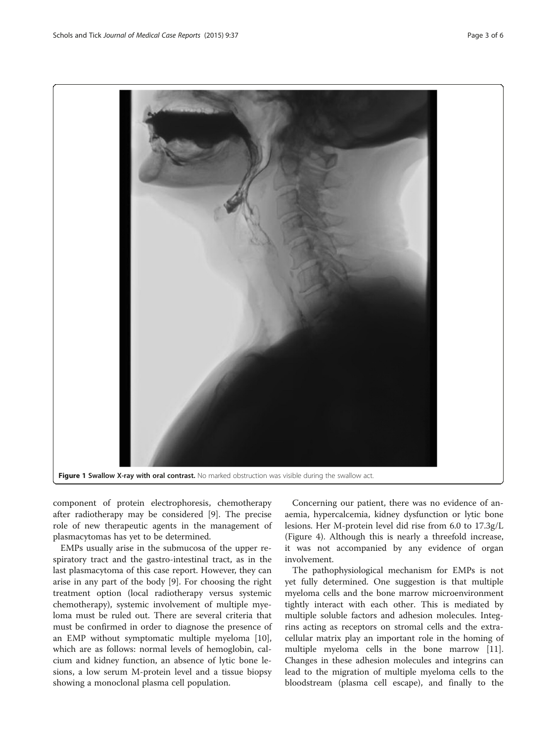**Figure 1 Swallow X-ray with oral contrast.** No marked obstruction was visible during the swallow act.

component of protein electrophoresis, chemotherapy after radiotherapy may be considered [9]. The precise role of new therapeutic agents in the management of plasmacytomas has yet to be determined.

EMPs usually arise in the submucosa of the upper respiratory tract and the gastro-intestinal tract, as in the last plasmacytoma of this case report. However, they can arise in any part of the body [9]. For choosing the right treatment option (local radiotherapy versus systemic chemotherapy), systemic involvement of multiple myeloma must be ruled out. There are several criteria that must be confirmed in order to diagnose the presence of an EMP without symptomatic multiple myeloma [10], which are as follows: normal levels of hemoglobin, calcium and kidney function, an absence of lytic bone lesions, a low serum M-protein level and a tissue biopsy showing a monoclonal plasma cell population.

Concerning our patient, there was no evidence of anaemia, hypercalcemia, kidney dysfunction or lytic bone lesions. Her M-protein level did rise from 6.0 to 17.3g/L (Figure 4). Although this is nearly a threefold increase, it was not accompanied by any evidence of organ involvement.

The pathophysiological mechanism for EMPs is not yet fully determined. One suggestion is that multiple myeloma cells and the bone marrow microenvironment tightly interact with each other. This is mediated by multiple soluble factors and adhesion molecules. Integrins acting as receptors on stromal cells and the extracellular matrix play an important role in the homing of multiple myeloma cells in the bone marrow [11]. Changes in these adhesion molecules and integrins can lead to the migration of multiple myeloma cells to the bloodstream (plasma cell escape), and finally to the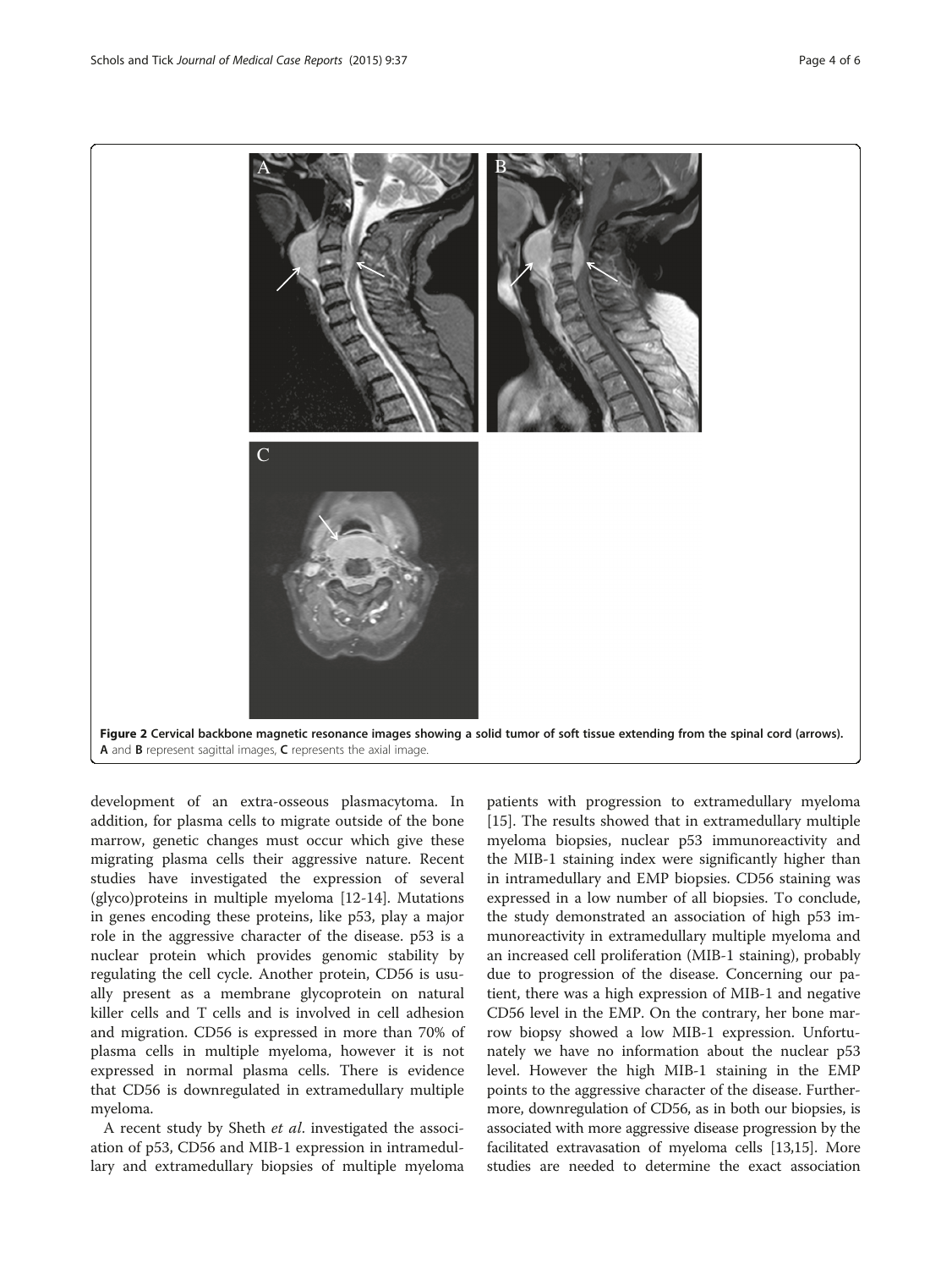**Figure 2 Cervical backbone magnetic resonance images showing a solid tumor of soft tissue extending from the spinal cord (arrows).** **A** and **B** represent sagittal images, **C** represents the axial image.

development of an extra-osseous plasmacytoma. In addition, for plasma cells to migrate outside of the bone marrow, genetic changes must occur which give these migrating plasma cells their aggressive nature. Recent studies have investigated the expression of several (glyco)proteins in multiple myeloma [12-14]. Mutations in genes encoding these proteins, like p53, play a major role in the aggressive character of the disease. p53 is a nuclear protein which provides genomic stability by regulating the cell cycle. Another protein, CD56 is usually present as a membrane glycoprotein on natural killer cells and T cells and is involved in cell adhesion and migration. CD56 is expressed in more than 70% of plasma cells in multiple myeloma, however it is not expressed in normal plasma cells. There is evidence that CD56 is downregulated in extramedullary multiple myeloma.

A recent study by Sheth *et al.* investigated the association of p53, CD56 and MIB-1 expression in intramedullary and extramedullary biopsies of multiple myeloma patients with progression to extramedullary myeloma [15]. The results showed that in extramedullary multiple myeloma biopsies, nuclear p53 immunoreactivity and the MIB-1 staining index were significantly higher than in intramedullary and EMP biopsies. CD56 staining was expressed in a low number of all biopsies. To conclude, the study demonstrated an association of high p53 immunoreactivity in extramedullary multiple myeloma and an increased cell proliferation (MIB-1 staining), probably due to progression of the disease. Concerning our patient, there was a high expression of MIB-1 and negative CD56 level in the EMP. On the contrary, her bone marrow biopsy showed a low MIB-1 expression. Unfortunately we have no information about the nuclear p53 level. However the high MIB-1 staining in the EMP points to the aggressive character of the disease. Furthermore, downregulation of CD56, as in both our biopsies, is associated with more aggressive disease progression by the facilitated extravasation of myeloma cells [13,15]. More studies are needed to determine the exact association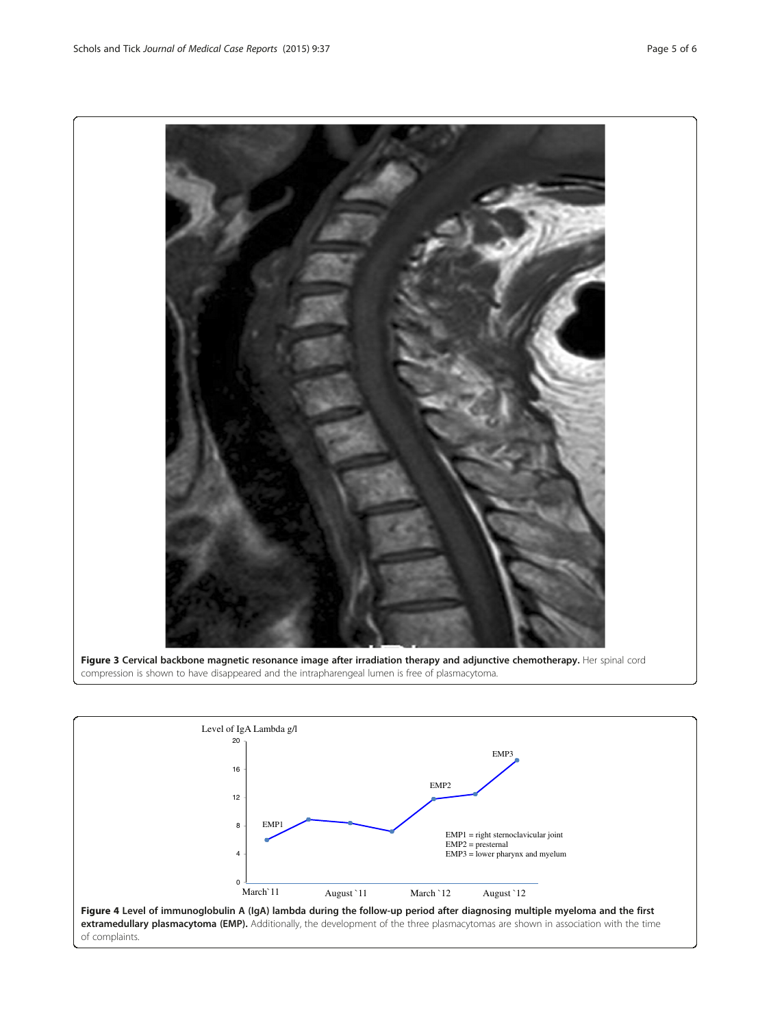**Figure 3 Cervical backbone magnetic resonance image after irradiation therapy and adjunctive chemotherapy.** Her spinal cord compression is shown to have disappeared and the intrapharengeal lumen is free of plasmacytoma.

**Figure 4 Level of immunoglobulin A (IgA) lambda during the follow-up period after diagnosing multiple myeloma and the first extramedullary plasmacytoma (EMP).** Additionally, the development of the three plasmacytomas are shown in association with the time of complaints.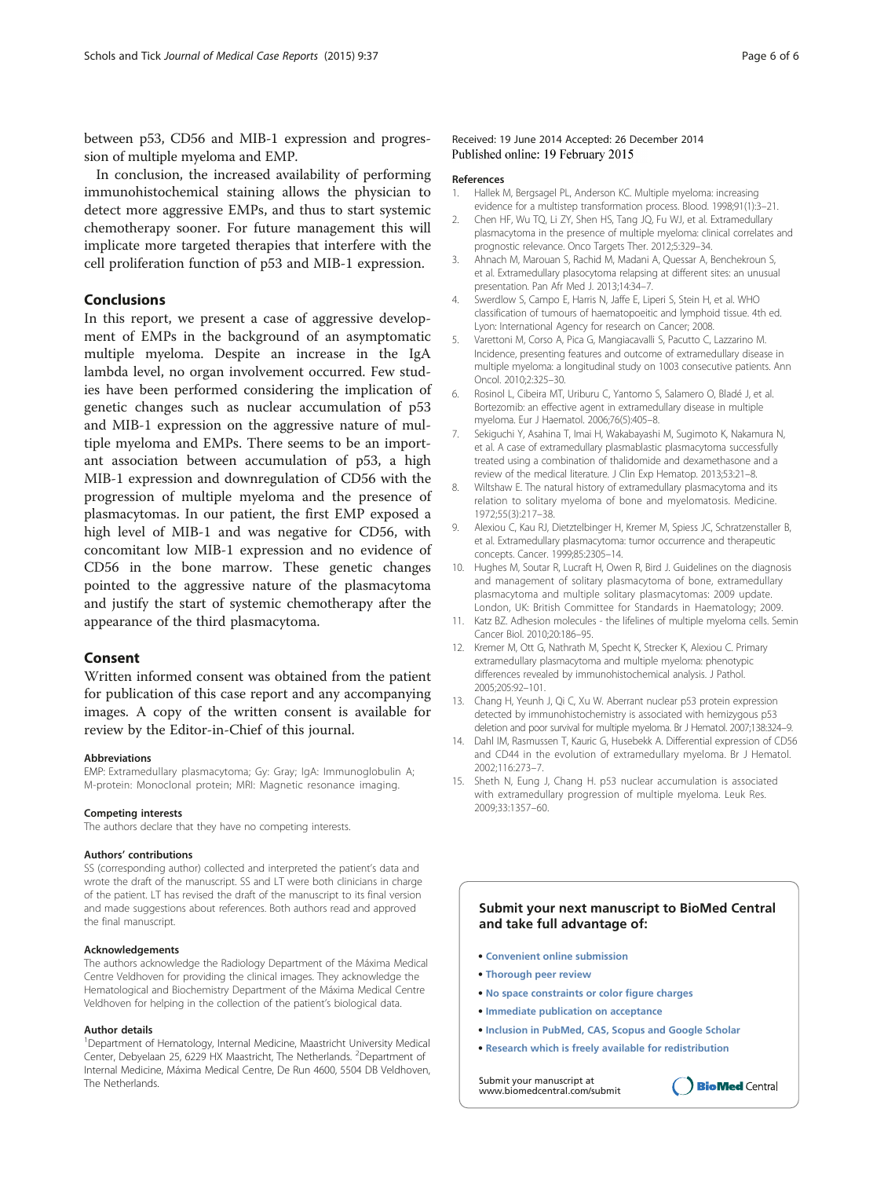between p53, CD56 and MIB-1 expression and progression of multiple myeloma and EMP.

In conclusion, the increased availability of performing immunohistochemical staining allows the physician to detect more aggressive EMPs, and thus to start systemic chemotherapy sooner. For future management this will implicate more targeted therapies that interfere with the cell proliferation function of p53 and MIB-1 expression.

## Conclusions

In this report, we present a case of aggressive development of EMPs in the background of an asymptomatic multiple myeloma. Despite an increase in the IgA lambda level, no organ involvement occurred. Few studies have been performed considering the implication of genetic changes such as nuclear accumulation of p53 and MIB-1 expression on the aggressive nature of multiple myeloma and EMPs. There seems to be an important association between accumulation of p53, a high MIB-1 expression and downregulation of CD56 with the progression of multiple myeloma and the presence of plasmacytomas. In our patient, the first EMP exposed a high level of MIB-1 and was negative for CD56, with concomitant low MIB-1 expression and no evidence of CD56 in the bone marrow. These genetic changes pointed to the aggressive nature of the plasmacytoma and justify the start of systemic chemotherapy after the appearance of the third plasmacytoma.

## Consent

Written informed consent was obtained from the patient for publication of this case report and any accompanying images. A copy of the written consent is available for review by the Editor-in-Chief of this journal.

#### Abbreviations

EMP: Extramedullary plasmacytoma; Gy: Gray; IgA: Immunoglobulin A; M-protein: Monoclonal protein; MRI: Magnetic resonance imaging.

#### Competing interests

The authors declare that they have no competing interests.

#### Authors' contributions

SS (corresponding author) collected and interpreted the patient's data and wrote the draft of the manuscript. SS and LT were both clinicians in charge of the patient. LT has revised the draft of the manuscript to its final version and made suggestions about references. Both authors read and approved the final manuscript.

#### Acknowledgements

The authors acknowledge the Radiology Department of the Máxima Medical Centre Veldhoven for providing the clinical images. They acknowledge the Hematological and Biochemistry Department of the Máxima Medical Centre Veldhoven for helping in the collection of the patient's biological data.

#### Author details

[1]Department of Hematology, Internal Medicine, Maastricht University Medical Center, Debyelaan 25, 6229 HX Maastricht, The Netherlands. [2]Department of Internal Medicine, Máxima Medical Centre, De Run 4600, 5504 DB Veldhoven, The Netherlands.

Received: 19 June 2014 Accepted: 26 December 2014
Published online: 19 February 2015

#### References

1. Hallek M, Bergsagel PL, Anderson KC. Multiple myeloma: increasing evidence for a multistep transformation process. Blood. 1998;91(1):3–21.
2. Chen HF, Wu TQ, Li ZY, Shen HS, Tang JQ, Fu WJ, et al. Extramedullary plasmacytoma in the presence of multiple myeloma: clinical correlates and prognostic relevance. Onco Targets Ther. 2012;5:329–34.
3. Ahnach M, Marouan S, Rachid M, Madani A, Quessar A, Benchekroun S, et al. Extramedullary plasocytoma relapsing at different sites: an unusual presentation. Pan Afr Med J. 2013;14:34–7.
4. Swerdlow S, Campo E, Harris N, Jaffe E, Liperi S, Stein H, et al. WHO classification of tumours of haematopoeitic and lymphoid tissue. 4th ed. Lyon: International Agency for research on Cancer; 2008.
5. Varettoni M, Corso A, Pica G, Mangiacavalli S, Pacutto C, Lazzarino M. Incidence, presenting features and outcome of extramedullary disease in multiple myeloma: a longitudinal study on 1003 consecutive patients. Ann Oncol. 2010;2:325–30.
6. Rosinol L, Cibeira MT, Uriburu C, Yantomo S, Salamero O, Bladé J, et al. Bortezomib: an effective agent in extramedullary disease in multiple myeloma. Eur J Haematol. 2006;76(5):405–8.
7. Sekiguchi Y, Asahina T, Imai H, Wakabayashi M, Sugimoto K, Nakamura N, et al. A case of extramedullary plasmablastic plasmacytoma successfully treated using a combination of thalidomide and dexamethasone and a review of the medical literature. J Clin Exp Hematop. 2013;53:21–8.
8. Wiltshaw E. The natural history of extramedullary plasmacytoma and its relation to solitary myeloma of bone and myelomatosis. Medicine. 1972;55(3):217–38.
9. Alexiou C, Kau RJ, Dietztelbinger H, Kremer M, Spiess JC, Schratzenstaller B, et al. Extramedullary plasmacytoma: tumor occurrence and therapeutic concepts. Cancer. 1999;85:2305–14.
10. Hughes M, Soutar R, Lucraft H, Owen R, Bird J. Guidelines on the diagnosis and management of solitary plasmacytoma of bone, extramedullary plasmacytoma and multiple solitary plasmacytomas: 2009 update. London, UK: British Committee for Standards in Haematology; 2009.
11. Katz BZ. Adhesion molecules - the lifelines of multiple myeloma cells. Semin Cancer Biol. 2010;20:186–95.
12. Kremer M, Ott G, Nathrath M, Specht K, Strecker K, Alexiou C. Primary extramedullary plasmacytoma and multiple myeloma: phenotypic differences revealed by immunohistochemical analysis. J Pathol. 2005;205:92–101.
13. Chang H, Yeunh J, Qi C, Xu W. Aberrant nuclear p53 protein expression detected by immunohistochemistry is associated with hemizygous p53 deletion and poor survival for multiple myeloma. Br J Hematol. 2007;138:324–9.
14. Dahl IM, Rasmussen T, Kauric G, Husebekk A. Differential expression of CD56 and CD44 in the evolution of extramedullary myeloma. Br J Hematol. 2002;116:273–7.
15. Sheth N, Eung J, Chang H. p53 nuclear accumulation is associated with extramedullary progression of multiple myeloma. Leuk Res. 2009;33:1357–60.

**Submit your next manuscript to BioMed Central and take full advantage of:**

- Convenient online submission
- Thorough peer review
- No space constraints or color figure charges
- Immediate publication on acceptance
- Inclusion in PubMed, CAS, Scopus and Google Scholar
- Research which is freely available for redistribution

Submit your manuscript at www.biomedcentral.com/submit

BioMed Central